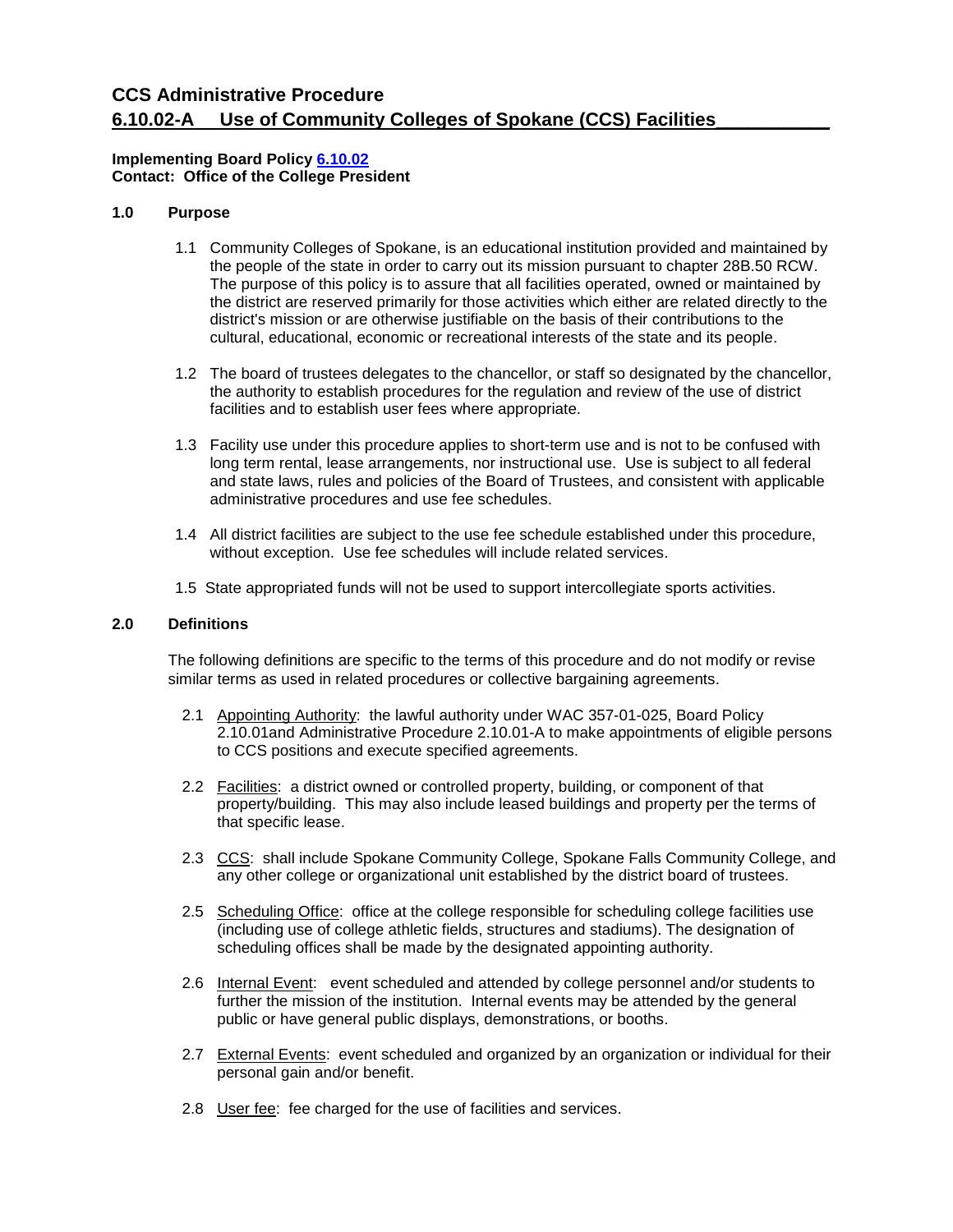# CCS Administrative Procedure
## 6.10.02-A Use of Community Colleges of Spokane (CCS) Facilities

**Implementing Board Policy [6.10.02](6.10.02)**
**Contact: Office of the College President**

### 1.0 Purpose

1.1 Community Colleges of Spokane, is an educational institution provided and maintained by the people of the state in order to carry out its mission pursuant to chapter 28B.50 RCW. The purpose of this policy is to assure that all facilities operated, owned or maintained by the district are reserved primarily for those activities which either are related directly to the district's mission or are otherwise justifiable on the basis of their contributions to the cultural, educational, economic or recreational interests of the state and its people.

1.2 The board of trustees delegates to the chancellor, or staff so designated by the chancellor, the authority to establish procedures for the regulation and review of the use of district facilities and to establish user fees where appropriate.

1.3 Facility use under this procedure applies to short-term use and is not to be confused with long term rental, lease arrangements, nor instructional use. Use is subject to all federal and state laws, rules and policies of the Board of Trustees, and consistent with applicable administrative procedures and use fee schedules.

1.4 All district facilities are subject to the use fee schedule established under this procedure, without exception. Use fee schedules will include related services.

1.5 State appropriated funds will not be used to support intercollegiate sports activities.

### 2.0 Definitions

The following definitions are specific to the terms of this procedure and do not modify or revise similar terms as used in related procedures or collective bargaining agreements.

2.1 Appointing Authority: the lawful authority under WAC 357-01-025, Board Policy 2.10.01and Administrative Procedure 2.10.01-A to make appointments of eligible persons to CCS positions and execute specified agreements.

2.2 Facilities: a district owned or controlled property, building, or component of that property/building. This may also include leased buildings and property per the terms of that specific lease.

2.3 CCS: shall include Spokane Community College, Spokane Falls Community College, and any other college or organizational unit established by the district board of trustees.

2.5 Scheduling Office: office at the college responsible for scheduling college facilities use (including use of college athletic fields, structures and stadiums). The designation of scheduling offices shall be made by the designated appointing authority.

2.6 Internal Event: event scheduled and attended by college personnel and/or students to further the mission of the institution. Internal events may be attended by the general public or have general public displays, demonstrations, or booths.

2.7 External Events: event scheduled and organized by an organization or individual for their personal gain and/or benefit.

2.8 User fee: fee charged for the use of facilities and services.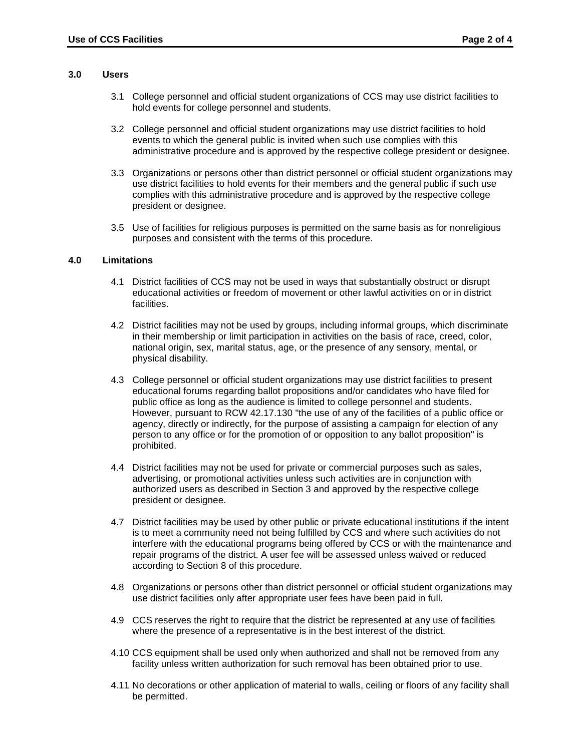## 3.0 Users

3.1 College personnel and official student organizations of CCS may use district facilities to hold events for college personnel and students.

3.2 College personnel and official student organizations may use district facilities to hold events to which the general public is invited when such use complies with this administrative procedure and is approved by the respective college president or designee.

3.3 Organizations or persons other than district personnel or official student organizations may use district facilities to hold events for their members and the general public if such use complies with this administrative procedure and is approved by the respective college president or designee.

3.5 Use of facilities for religious purposes is permitted on the same basis as for nonreligious purposes and consistent with the terms of this procedure.

## 4.0 Limitations

4.1 District facilities of CCS may not be used in ways that substantially obstruct or disrupt educational activities or freedom of movement or other lawful activities on or in district facilities.

4.2 District facilities may not be used by groups, including informal groups, which discriminate in their membership or limit participation in activities on the basis of race, creed, color, national origin, sex, marital status, age, or the presence of any sensory, mental, or physical disability.

4.3 College personnel or official student organizations may use district facilities to present educational forums regarding ballot propositions and/or candidates who have filed for public office as long as the audience is limited to college personnel and students. However, pursuant to RCW 42.17.130 "the use of any of the facilities of a public office or agency, directly or indirectly, for the purpose of assisting a campaign for election of any person to any office or for the promotion of or opposition to any ballot proposition" is prohibited.

4.4 District facilities may not be used for private or commercial purposes such as sales, advertising, or promotional activities unless such activities are in conjunction with authorized users as described in Section 3 and approved by the respective college president or designee.

4.7 District facilities may be used by other public or private educational institutions if the intent is to meet a community need not being fulfilled by CCS and where such activities do not interfere with the educational programs being offered by CCS or with the maintenance and repair programs of the district. A user fee will be assessed unless waived or reduced according to Section 8 of this procedure.

4.8 Organizations or persons other than district personnel or official student organizations may use district facilities only after appropriate user fees have been paid in full.

4.9 CCS reserves the right to require that the district be represented at any use of facilities where the presence of a representative is in the best interest of the district.

4.10 CCS equipment shall be used only when authorized and shall not be removed from any facility unless written authorization for such removal has been obtained prior to use.

4.11 No decorations or other application of material to walls, ceiling or floors of any facility shall be permitted.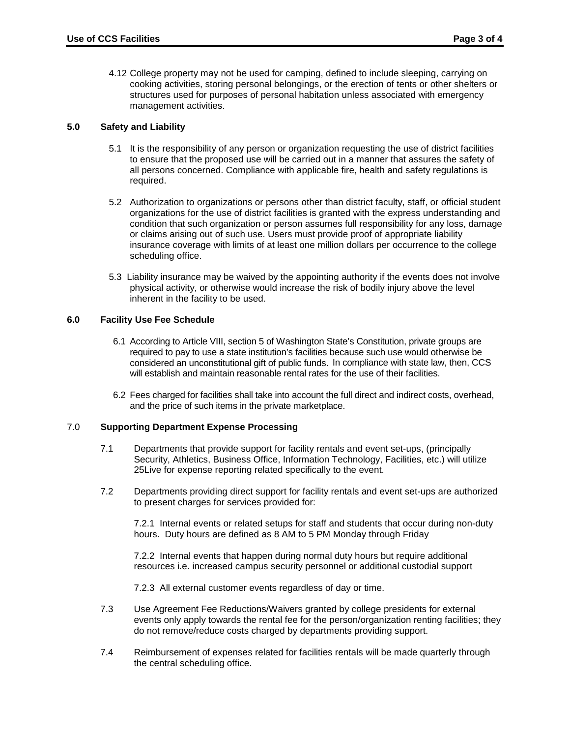4.12 College property may not be used for camping, defined to include sleeping, carrying on cooking activities, storing personal belongings, or the erection of tents or other shelters or structures used for purposes of personal habitation unless associated with emergency management activities.

## 5.0 Safety and Liability

5.1 It is the responsibility of any person or organization requesting the use of district facilities to ensure that the proposed use will be carried out in a manner that assures the safety of all persons concerned. Compliance with applicable fire, health and safety regulations is required.

5.2 Authorization to organizations or persons other than district faculty, staff, or official student organizations for the use of district facilities is granted with the express understanding and condition that such organization or person assumes full responsibility for any loss, damage or claims arising out of such use. Users must provide proof of appropriate liability insurance coverage with limits of at least one million dollars per occurrence to the college scheduling office.

5.3 Liability insurance may be waived by the appointing authority if the events does not involve physical activity, or otherwise would increase the risk of bodily injury above the level inherent in the facility to be used.

## 6.0 Facility Use Fee Schedule

6.1 According to Article VIII, section 5 of Washington State's Constitution, private groups are required to pay to use a state institution's facilities because such use would otherwise be considered an unconstitutional gift of public funds. In compliance with state law, then, CCS will establish and maintain reasonable rental rates for the use of their facilities.

6.2 Fees charged for facilities shall take into account the full direct and indirect costs, overhead, and the price of such items in the private marketplace.

## 7.0 Supporting Department Expense Processing

7.1 Departments that provide support for facility rentals and event set-ups, (principally Security, Athletics, Business Office, Information Technology, Facilities, etc.) will utilize 25Live for expense reporting related specifically to the event.

7.2 Departments providing direct support for facility rentals and event set-ups are authorized to present charges for services provided for:

7.2.1 Internal events or related setups for staff and students that occur during non-duty hours. Duty hours are defined as 8 AM to 5 PM Monday through Friday

7.2.2 Internal events that happen during normal duty hours but require additional resources i.e. increased campus security personnel or additional custodial support

7.2.3 All external customer events regardless of day or time.

7.3 Use Agreement Fee Reductions/Waivers granted by college presidents for external events only apply towards the rental fee for the person/organization renting facilities; they do not remove/reduce costs charged by departments providing support.

7.4 Reimbursement of expenses related for facilities rentals will be made quarterly through the central scheduling office.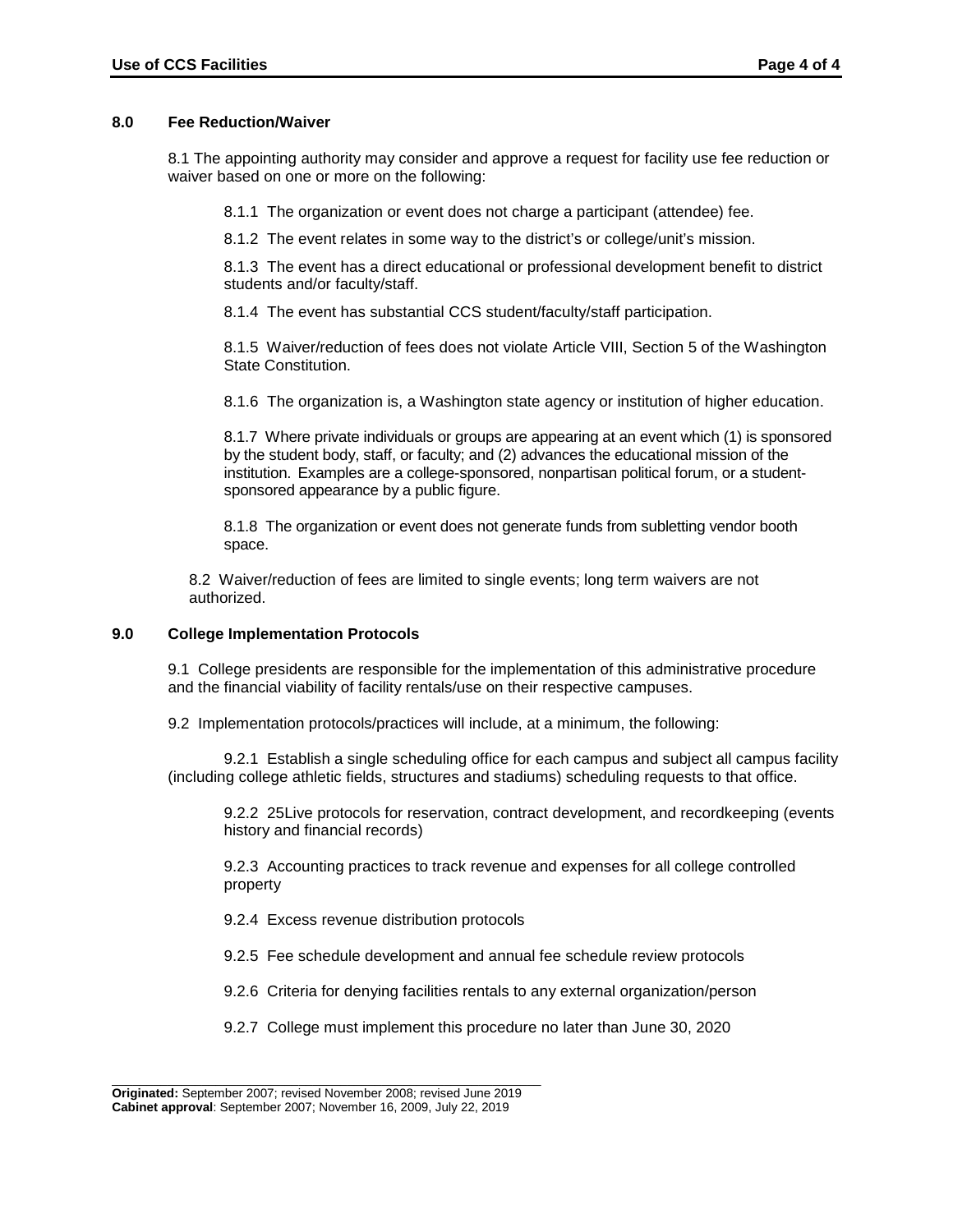## 8.0 Fee Reduction/Waiver

8.1 The appointing authority may consider and approve a request for facility use fee reduction or waiver based on one or more on the following:

8.1.1 The organization or event does not charge a participant (attendee) fee.

8.1.2 The event relates in some way to the district's or college/unit's mission.

8.1.3 The event has a direct educational or professional development benefit to district students and/or faculty/staff.

8.1.4 The event has substantial CCS student/faculty/staff participation.

8.1.5 Waiver/reduction of fees does not violate Article VIII, Section 5 of the Washington State Constitution.

8.1.6 The organization is, a Washington state agency or institution of higher education.

8.1.7 Where private individuals or groups are appearing at an event which (1) is sponsored by the student body, staff, or faculty; and (2) advances the educational mission of the institution. Examples are a college-sponsored, nonpartisan political forum, or a student-sponsored appearance by a public figure.

8.1.8 The organization or event does not generate funds from subletting vendor booth space.

8.2 Waiver/reduction of fees are limited to single events; long term waivers are not authorized.

## 9.0 College Implementation Protocols

9.1 College presidents are responsible for the implementation of this administrative procedure and the financial viability of facility rentals/use on their respective campuses.

9.2 Implementation protocols/practices will include, at a minimum, the following:

9.2.1 Establish a single scheduling office for each campus and subject all campus facility (including college athletic fields, structures and stadiums) scheduling requests to that office.

9.2.2 25Live protocols for reservation, contract development, and recordkeeping (events history and financial records)

9.2.3 Accounting practices to track revenue and expenses for all college controlled property

9.2.4 Excess revenue distribution protocols

9.2.5 Fee schedule development and annual fee schedule review protocols

9.2.6 Criteria for denying facilities rentals to any external organization/person

9.2.7 College must implement this procedure no later than June 30, 2020

---

**Originated:** September 2007; revised November 2008; revised June 2019
**Cabinet approval**: September 2007; November 16, 2009, July 22, 2019